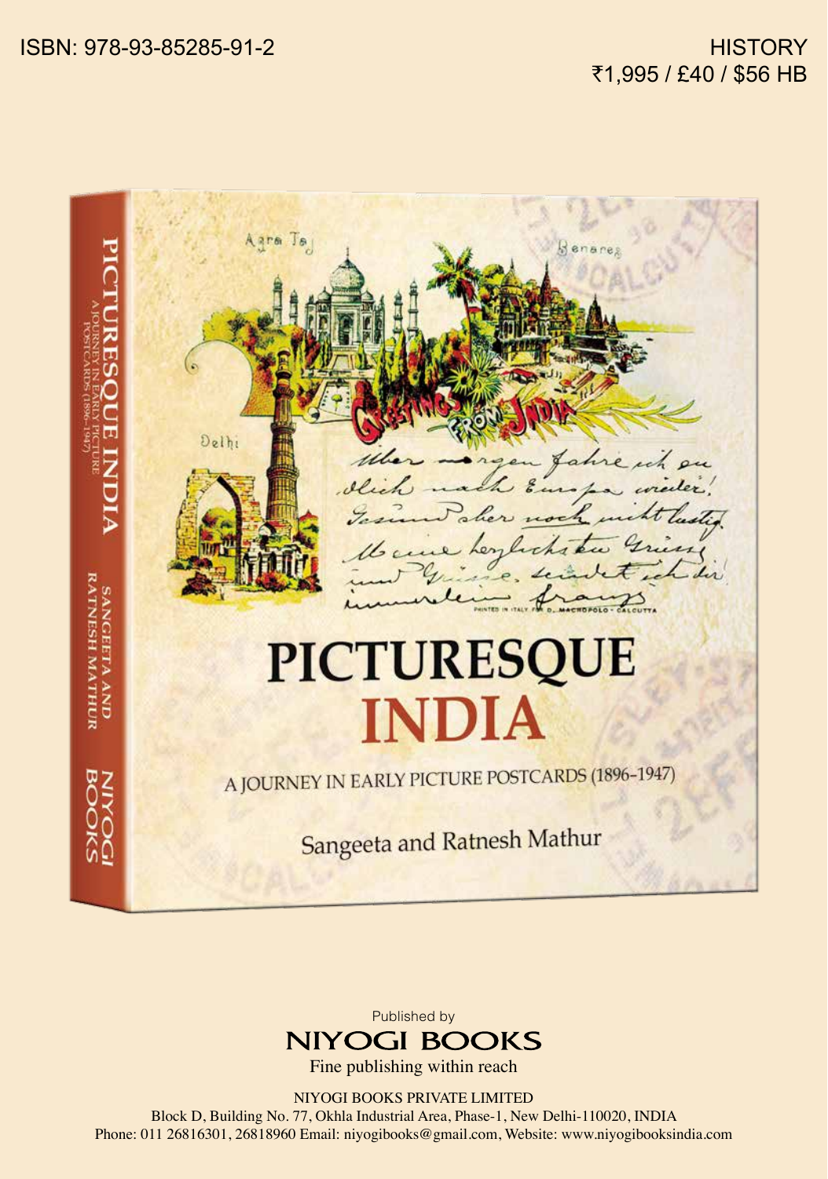ISBN: 978-93-85285-91-2

HISTORY

₹1,995 / £40 / $56 HB

# PICTURESQUE INDIA

## A JOURNEY IN EARLY PICTURE POSTCARDS (1896–1947)

Sangeeta and Ratnesh Mathur

Published by

**NIYOGI BOOKS**

Fine publishing within reach

NIYOGI BOOKS PRIVATE LIMITED

Block D, Building No. 77, Okhla Industrial Area, Phase-1, New Delhi-110020, INDIA

Phone: 011 26816301, 26818960 Email: niyogibooks@gmail.com, Website: www.niyogibooksindia.com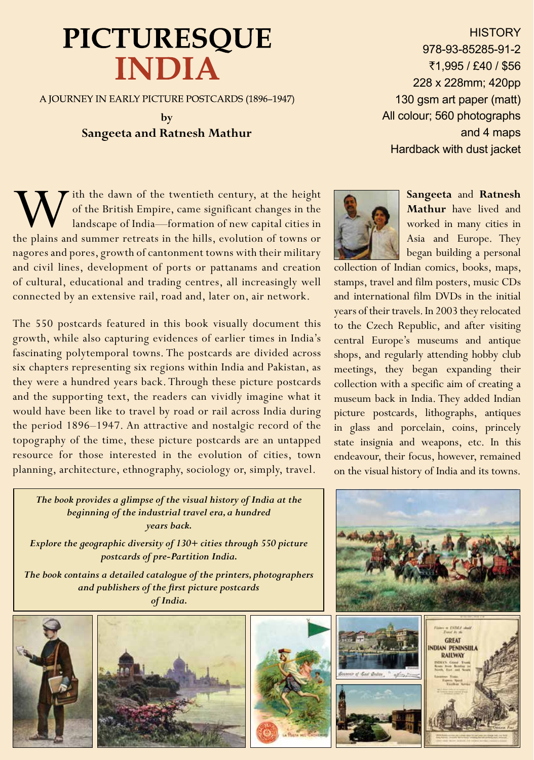# PICTURESQUE INDIA

A JOURNEY IN EARLY PICTURE POSTCARDS (1896–1947)

**by**
**Sangeeta and Ratnesh Mathur**

HISTORY
978-93-85285-91-2
₹1,995 / £40 / $56
228 x 228mm; 420pp
130 gsm art paper (matt)
All colour; 560 photographs and 4 maps
Hardback with dust jacket

With the dawn of the twentieth century, at the height of the British Empire, came significant changes in the landscape of India—formation of new capital cities in the plains and summer retreats in the hills, evolution of towns or nagores and pores, growth of cantonment towns with their military and civil lines, development of ports or pattanams and creation of cultural, educational and trading centres, all increasingly well connected by an extensive rail, road and, later on, air network.

The 550 postcards featured in this book visually document this growth, while also capturing evidences of earlier times in India's fascinating polytemporal towns. The postcards are divided across six chapters representing six regions within India and Pakistan, as they were a hundred years back. Through these picture postcards and the supporting text, the readers can vividly imagine what it would have been like to travel by road or rail across India during the period 1896–1947. An attractive and nostalgic record of the topography of the time, these picture postcards are an untapped resource for those interested in the evolution of cities, town planning, architecture, ethnography, sociology or, simply, travel.

**Sangeeta** and **Ratnesh Mathur** have lived and worked in many cities in Asia and Europe. They began building a personal collection of Indian comics, books, maps, stamps, travel and film posters, music CDs and international film DVDs in the initial years of their travels. In 2003 they relocated to the Czech Republic, and after visiting central Europe's museums and antique shops, and regularly attending hobby club meetings, they began expanding their collection with a specific aim of creating a museum back in India. They added Indian picture postcards, lithographs, antiques in glass and porcelain, coins, princely state insignia and weapons, etc. In this endeavour, their focus, however, remained on the visual history of India and its towns.

***The book provides a glimpse of the visual history of India at the beginning of the industrial travel era, a hundred years back.***

***Explore the geographic diversity of 130+ cities through 550 picture postcards of pre-Partition India.***

***The book contains a detailed catalogue of the printers, photographers and publishers of the first picture postcards of India.***